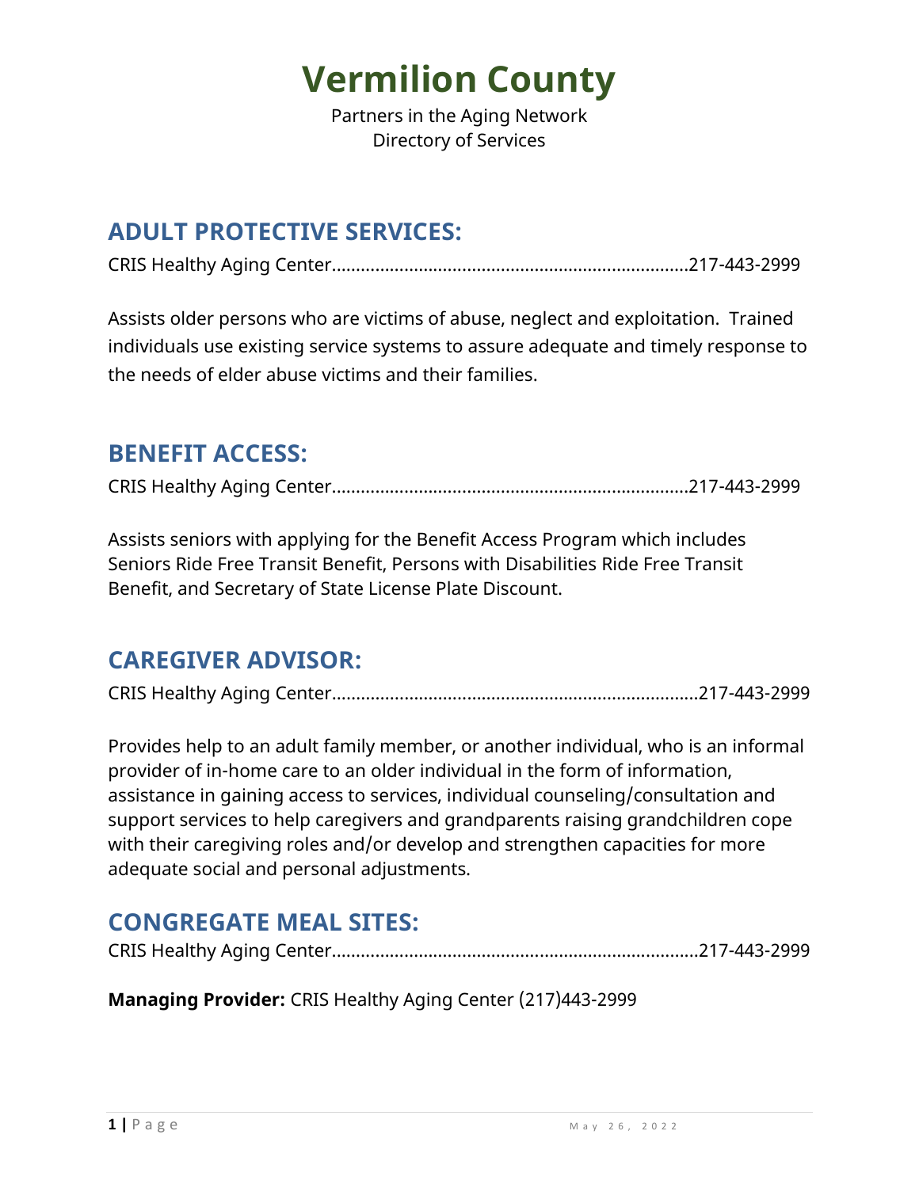# Vermilion County

Partners in the Aging Network
Directory of Services

## ADULT PROTECTIVE SERVICES:

CRIS Healthy Aging Center........................................................................217-443-2999

Assists older persons who are victims of abuse, neglect and exploitation. Trained individuals use existing service systems to assure adequate and timely response to the needs of elder abuse victims and their families.

## BENEFIT ACCESS:

CRIS Healthy Aging Center........................................................................217-443-2999

Assists seniors with applying for the Benefit Access Program which includes Seniors Ride Free Transit Benefit, Persons with Disabilities Ride Free Transit Benefit, and Secretary of State License Plate Discount.

## CAREGIVER ADVISOR:

CRIS Healthy Aging Center..........................................................................217-443-2999

Provides help to an adult family member, or another individual, who is an informal provider of in-home care to an older individual in the form of information, assistance in gaining access to services, individual counseling/consultation and support services to help caregivers and grandparents raising grandchildren cope with their caregiving roles and/or develop and strengthen capacities for more adequate social and personal adjustments.

## CONGREGATE MEAL SITES:

CRIS Healthy Aging Center..........................................................................217-443-2999

**Managing Provider:** CRIS Healthy Aging Center (217)443-2999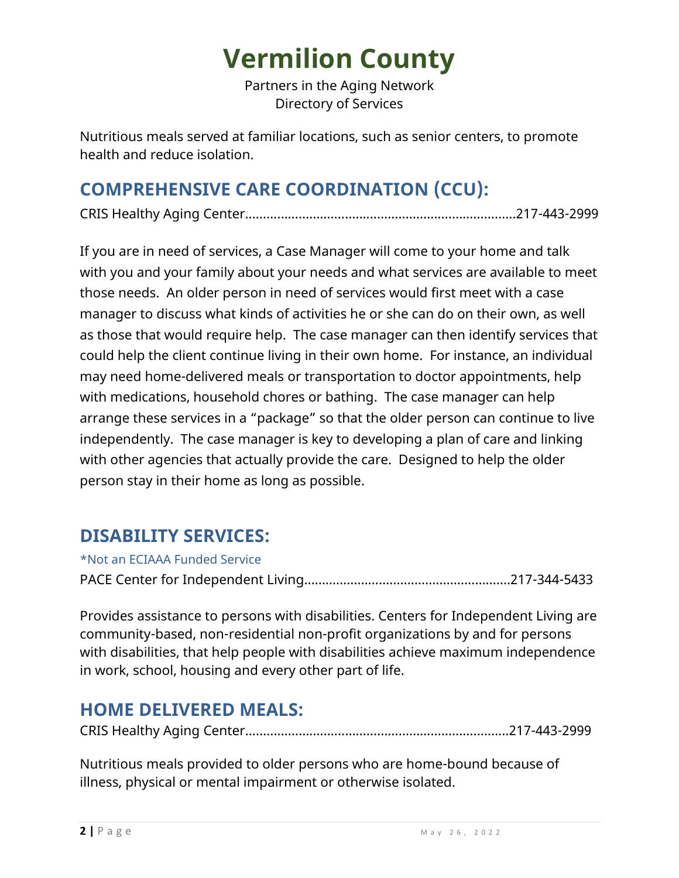Nutritious meals served at familiar locations, such as senior centers, to promote health and reduce isolation.

## COMPREHENSIVE CARE COORDINATION (CCU):

CRIS Healthy Aging Center..........................................................................217-443-2999

If you are in need of services, a Case Manager will come to your home and talk with you and your family about your needs and what services are available to meet those needs. An older person in need of services would first meet with a case manager to discuss what kinds of activities he or she can do on their own, as well as those that would require help. The case manager can then identify services that could help the client continue living in their own home. For instance, an individual may need home-delivered meals or transportation to doctor appointments, help with medications, household chores or bathing. The case manager can help arrange these services in a "package" so that the older person can continue to live independently. The case manager is key to developing a plan of care and linking with other agencies that actually provide the care. Designed to help the older person stay in their home as long as possible.

## DISABILITY SERVICES:

*Not an ECIAAA Funded Service

PACE Center for Independent Living.........................................................217-344-5433

Provides assistance to persons with disabilities. Centers for Independent Living are community-based, non-residential non-profit organizations by and for persons with disabilities, that help people with disabilities achieve maximum independence in work, school, housing and every other part of life.

## HOME DELIVERED MEALS:

CRIS Healthy Aging Center........................................................................217-443-2999

Nutritious meals provided to older persons who are home-bound because of illness, physical or mental impairment or otherwise isolated.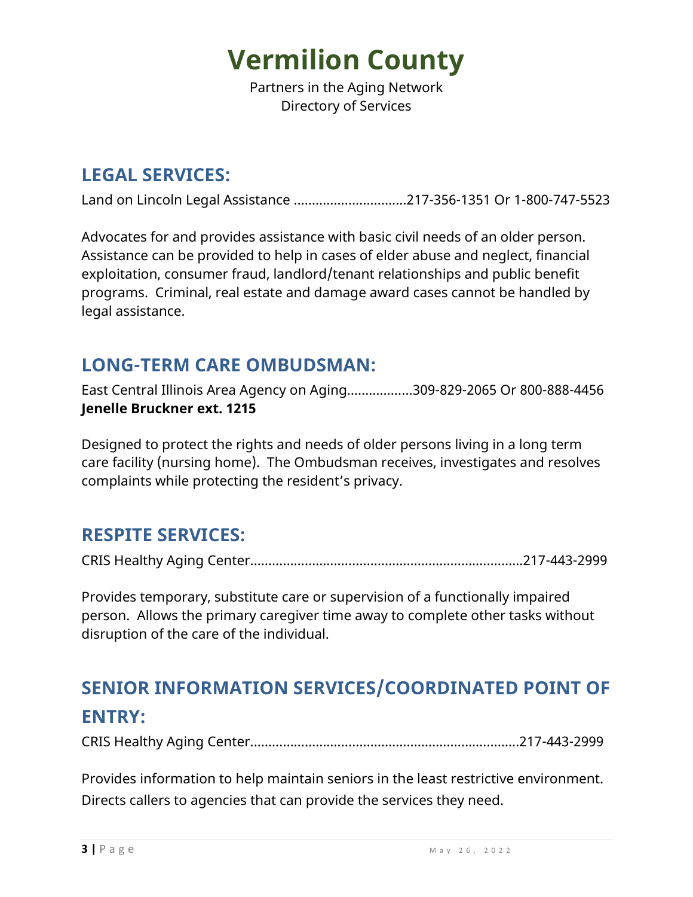# Vermilion County

Partners in the Aging Network
Directory of Services

## LEGAL SERVICES:

Land on Lincoln Legal Assistance ..............................217-356-1351 Or 1-800-747-5523

Advocates for and provides assistance with basic civil needs of an older person. Assistance can be provided to help in cases of elder abuse and neglect, financial exploitation, consumer fraud, landlord/tenant relationships and public benefit programs. Criminal, real estate and damage award cases cannot be handled by legal assistance.

## LONG-TERM CARE OMBUDSMAN:

East Central Illinois Area Agency on Aging.................309-829-2065 Or 800-888-4456
**Jenelle Bruckner ext. 1215**

Designed to protect the rights and needs of older persons living in a long term care facility (nursing home). The Ombudsman receives, investigates and resolves complaints while protecting the resident's privacy.

## RESPITE SERVICES:

CRIS Healthy Aging Center..........................................................................217-443-2999

Provides temporary, substitute care or supervision of a functionally impaired person. Allows the primary caregiver time away to complete other tasks without disruption of the care of the individual.

## SENIOR INFORMATION SERVICES/COORDINATED POINT OF ENTRY:

CRIS Healthy Aging Center........................................................................217-443-2999

Provides information to help maintain seniors in the least restrictive environment. Directs callers to agencies that can provide the services they need.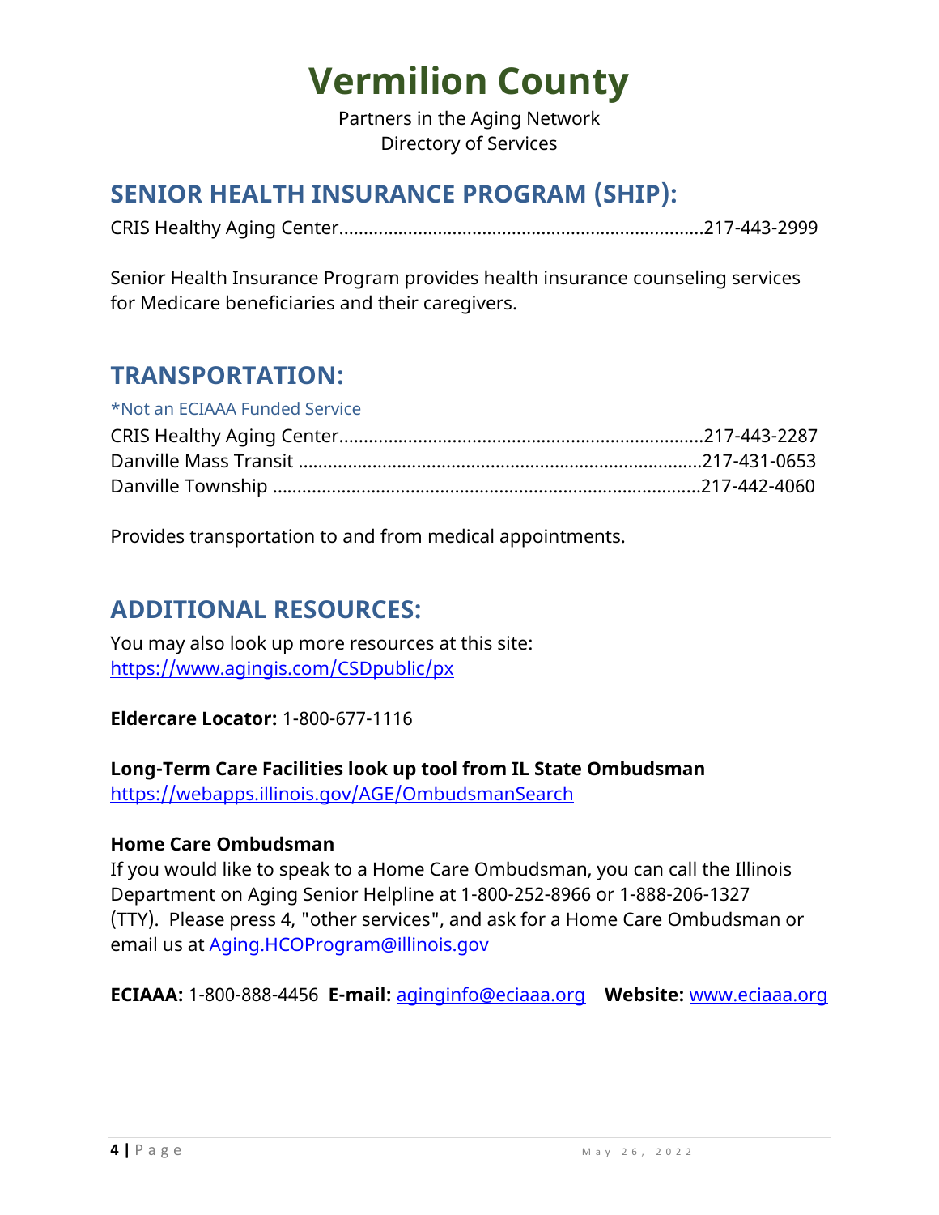# Vermilion County

Partners in the Aging Network
Directory of Services

## SENIOR HEALTH INSURANCE PROGRAM (SHIP):

CRIS Healthy Aging Center........................................................................217-443-2999

Senior Health Insurance Program provides health insurance counseling services for Medicare beneficiaries and their caregivers.

## TRANSPORTATION:

*Not an ECIAAA Funded Service

CRIS Healthy Aging Center........................................................................217-443-2287
Danville Mass Transit .................................................................................217-431-0653
Danville Township .....................................................................................217-442-4060

Provides transportation to and from medical appointments.

## ADDITIONAL RESOURCES:

You may also look up more resources at this site:
https://www.agingis.com/CSDpublic/px

**Eldercare Locator:** 1-800-677-1116

**Long-Term Care Facilities look up tool from IL State Ombudsman**
https://webapps.illinois.gov/AGE/OmbudsmanSearch

**Home Care Ombudsman**
If you would like to speak to a Home Care Ombudsman, you can call the Illinois Department on Aging Senior Helpline at 1-800-252-8966 or 1-888-206-1327 (TTY). Please press 4, "other services", and ask for a Home Care Ombudsman or email us at Aging.HCOProgram@illinois.gov

**ECIAAA:** 1-800-888-4456 **E-mail:** aginginfo@eciaaa.org **Website:** www.eciaaa.org